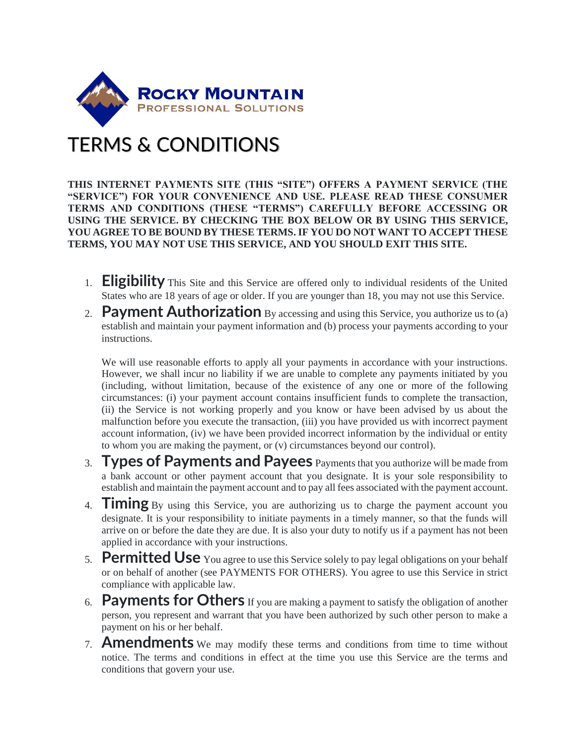**ROCKY MOUNTAIN**
PROFESSIONAL SOLUTIONS

# TERMS & CONDITIONS

**THIS INTERNET PAYMENTS SITE (THIS "SITE") OFFERS A PAYMENT SERVICE (THE "SERVICE") FOR YOUR CONVENIENCE AND USE. PLEASE READ THESE CONSUMER TERMS AND CONDITIONS (THESE "TERMS") CAREFULLY BEFORE ACCESSING OR USING THE SERVICE. BY CHECKING THE BOX BELOW OR BY USING THIS SERVICE, YOU AGREE TO BE BOUND BY THESE TERMS. IF YOU DO NOT WANT TO ACCEPT THESE TERMS, YOU MAY NOT USE THIS SERVICE, AND YOU SHOULD EXIT THIS SITE.**

1. **Eligibility** This Site and this Service are offered only to individual residents of the United States who are 18 years of age or older. If you are younger than 18, you may not use this Service.

2. **Payment Authorization** By accessing and using this Service, you authorize us to (a) establish and maintain your payment information and (b) process your payments according to your instructions.

   We will use reasonable efforts to apply all your payments in accordance with your instructions. However, we shall incur no liability if we are unable to complete any payments initiated by you (including, without limitation, because of the existence of any one or more of the following circumstances: (i) your payment account contains insufficient funds to complete the transaction, (ii) the Service is not working properly and you know or have been advised by us about the malfunction before you execute the transaction, (iii) you have provided us with incorrect payment account information, (iv) we have been provided incorrect information by the individual or entity to whom you are making the payment, or (v) circumstances beyond our control).

3. **Types of Payments and Payees** Payments that you authorize will be made from a bank account or other payment account that you designate. It is your sole responsibility to establish and maintain the payment account and to pay all fees associated with the payment account.

4. **Timing** By using this Service, you are authorizing us to charge the payment account you designate. It is your responsibility to initiate payments in a timely manner, so that the funds will arrive on or before the date they are due. It is also your duty to notify us if a payment has not been applied in accordance with your instructions.

5. **Permitted Use** You agree to use this Service solely to pay legal obligations on your behalf or on behalf of another (see PAYMENTS FOR OTHERS). You agree to use this Service in strict compliance with applicable law.

6. **Payments for Others** If you are making a payment to satisfy the obligation of another person, you represent and warrant that you have been authorized by such other person to make a payment on his or her behalf.

7. **Amendments** We may modify these terms and conditions from time to time without notice. The terms and conditions in effect at the time you use this Service are the terms and conditions that govern your use.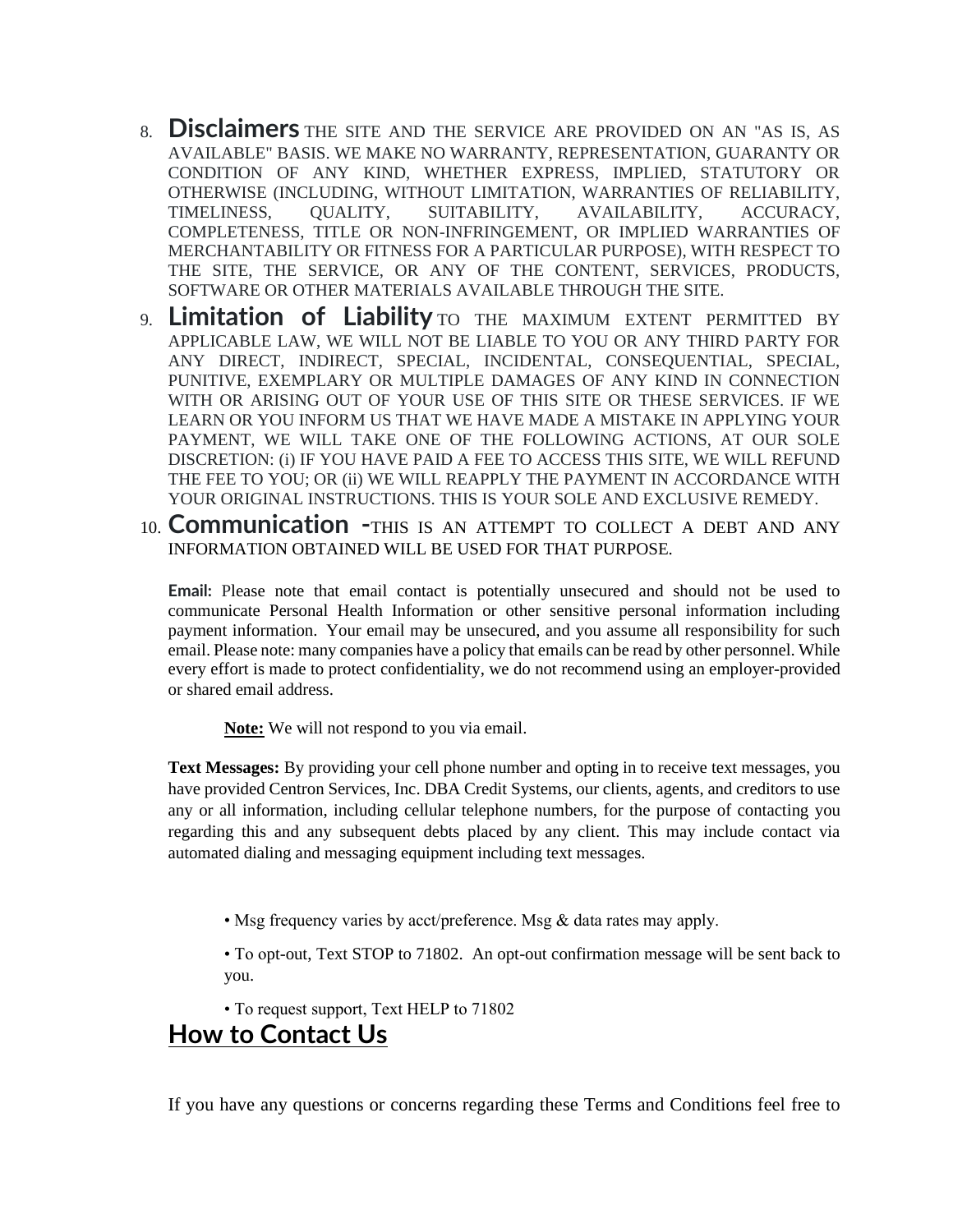8. **Disclaimers** THE SITE AND THE SERVICE ARE PROVIDED ON AN "AS IS, AS AVAILABLE" BASIS. WE MAKE NO WARRANTY, REPRESENTATION, GUARANTY OR CONDITION OF ANY KIND, WHETHER EXPRESS, IMPLIED, STATUTORY OR OTHERWISE (INCLUDING, WITHOUT LIMITATION, WARRANTIES OF RELIABILITY, TIMELINESS, QUALITY, SUITABILITY, AVAILABILITY, ACCURACY, COMPLETENESS, TITLE OR NON-INFRINGEMENT, OR IMPLIED WARRANTIES OF MERCHANTABILITY OR FITNESS FOR A PARTICULAR PURPOSE), WITH RESPECT TO THE SITE, THE SERVICE, OR ANY OF THE CONTENT, SERVICES, PRODUCTS, SOFTWARE OR OTHER MATERIALS AVAILABLE THROUGH THE SITE.
9. **Limitation of Liability** TO THE MAXIMUM EXTENT PERMITTED BY APPLICABLE LAW, WE WILL NOT BE LIABLE TO YOU OR ANY THIRD PARTY FOR ANY DIRECT, INDIRECT, SPECIAL, INCIDENTAL, CONSEQUENTIAL, SPECIAL, PUNITIVE, EXEMPLARY OR MULTIPLE DAMAGES OF ANY KIND IN CONNECTION WITH OR ARISING OUT OF YOUR USE OF THIS SITE OR THESE SERVICES. IF WE LEARN OR YOU INFORM US THAT WE HAVE MADE A MISTAKE IN APPLYING YOUR PAYMENT, WE WILL TAKE ONE OF THE FOLLOWING ACTIONS, AT OUR SOLE DISCRETION: (i) IF YOU HAVE PAID A FEE TO ACCESS THIS SITE, WE WILL REFUND THE FEE TO YOU; OR (ii) WE WILL REAPPLY THE PAYMENT IN ACCORDANCE WITH YOUR ORIGINAL INSTRUCTIONS. THIS IS YOUR SOLE AND EXCLUSIVE REMEDY.
10. **Communication** -THIS IS AN ATTEMPT TO COLLECT A DEBT AND ANY INFORMATION OBTAINED WILL BE USED FOR THAT PURPOSE.

**Email:** Please note that email contact is potentially unsecured and should not be used to communicate Personal Health Information or other sensitive personal information including payment information. Your email may be unsecured, and you assume all responsibility for such email. Please note: many companies have a policy that emails can be read by other personnel. While every effort is made to protect confidentiality, we do not recommend using an employer-provided or shared email address.

**Note:** We will not respond to you via email.

**Text Messages:** By providing your cell phone number and opting in to receive text messages, you have provided Centron Services, Inc. DBA Credit Systems, our clients, agents, and creditors to use any or all information, including cellular telephone numbers, for the purpose of contacting you regarding this and any subsequent debts placed by any client. This may include contact via automated dialing and messaging equipment including text messages.

- Msg frequency varies by acct/preference. Msg & data rates may apply.
- To opt-out, Text STOP to 71802. An opt-out confirmation message will be sent back to you.
- To request support, Text HELP to 71802

## How to Contact Us

If you have any questions or concerns regarding these Terms and Conditions feel free to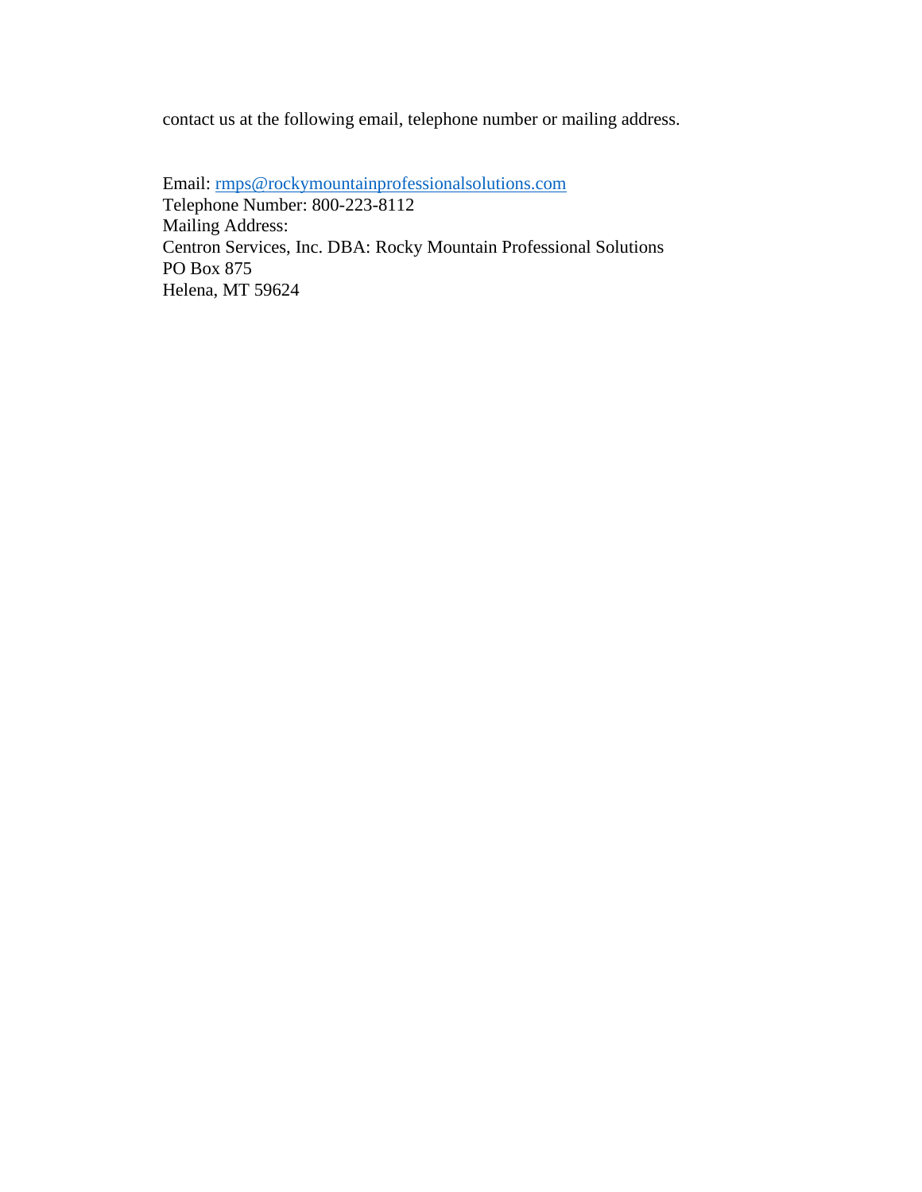contact us at the following email, telephone number or mailing address.

Email: [rmps@rockymountainprofessionalsolutions.com](mailto:rmps@rockymountainprofessionalsolutions.com)
Telephone Number: 800-223-8112
Mailing Address:
Centron Services, Inc. DBA: Rocky Mountain Professional Solutions
PO Box 875
Helena, MT 59624